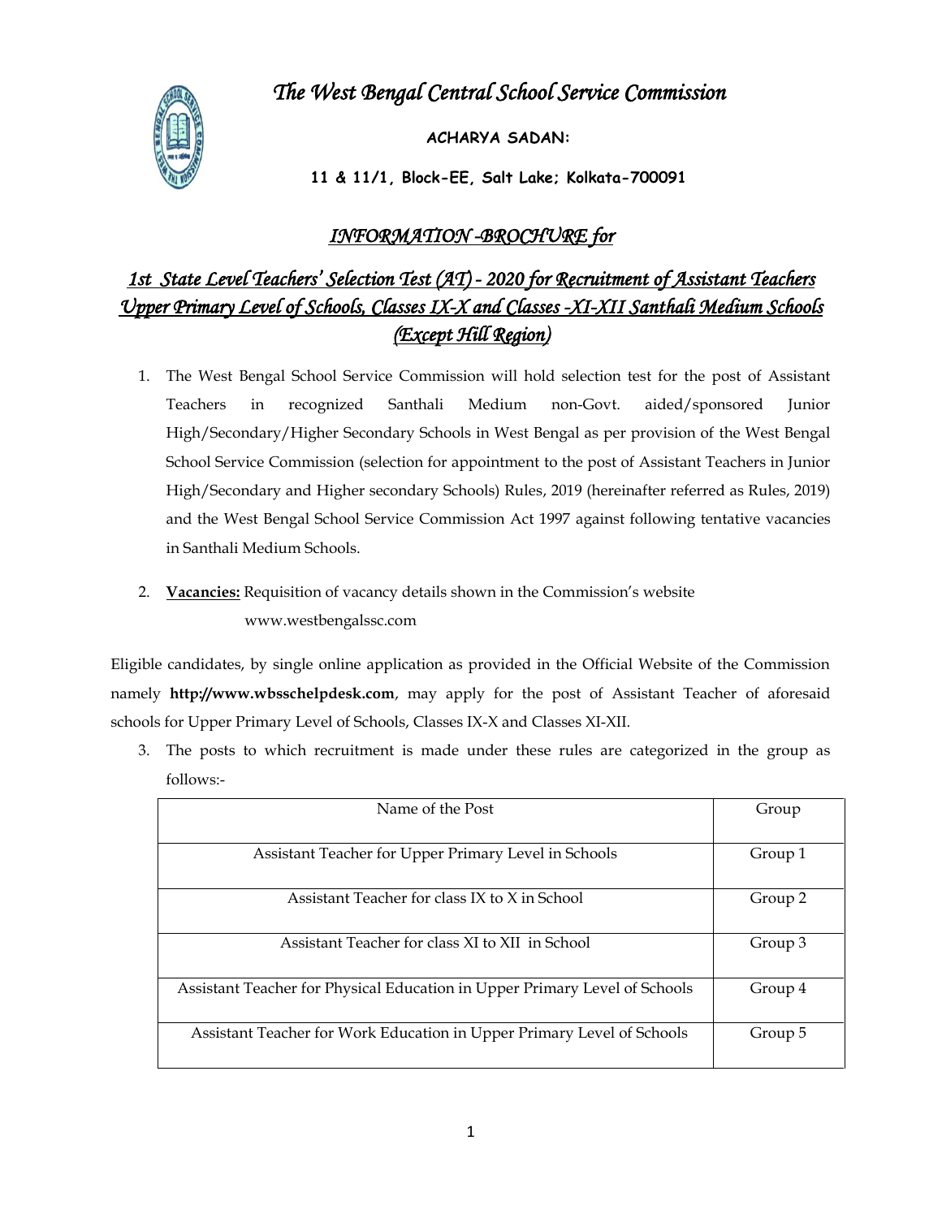# *The West Bengal Central School Service Commission*

**ACHARYA SADAN:**

**11 & 11/1, Block-EE, Salt Lake; Kolkata-700091**

## *INFORMATION -BROCHURE for*

## *1st State Level Teachers' Selection Test (AT) - 2020 for Recruitment of Assistant Teachers Upper Primary Level of Schools, Classes IX-X and Classes -XI-XII Santhali Medium Schools (Except Hill Region)*

1. The West Bengal School Service Commission will hold selection test for the post of Assistant Teachers in recognized Santhali Medium non-Govt. aided/sponsored Junior High/Secondary/Higher Secondary Schools in West Bengal as per provision of the West Bengal School Service Commission (selection for appointment to the post of Assistant Teachers in Junior High/Secondary and Higher secondary Schools) Rules, 2019 (hereinafter referred as Rules, 2019) and the West Bengal School Service Commission Act 1997 against following tentative vacancies in Santhali Medium Schools.

2. **Vacancies:** Requisition of vacancy details shown in the Commission's website www.westbengalssc.com

Eligible candidates, by single online application as provided in the Official Website of the Commission namely **http://www.wbsschelpdesk.com**, may apply for the post of Assistant Teacher of aforesaid schools for Upper Primary Level of Schools, Classes IX-X and Classes XI-XII.

3. The posts to which recruitment is made under these rules are categorized in the group as follows:-

| Name of the Post | Group |
|---|---|
| Assistant Teacher for Upper Primary Level in Schools | Group 1 |
| Assistant Teacher for class IX to X in School | Group 2 |
| Assistant Teacher for class XI to XII in School | Group 3 |
| Assistant Teacher for Physical Education in Upper Primary Level of Schools | Group 4 |
| Assistant Teacher for Work Education in Upper Primary Level of Schools | Group 5 |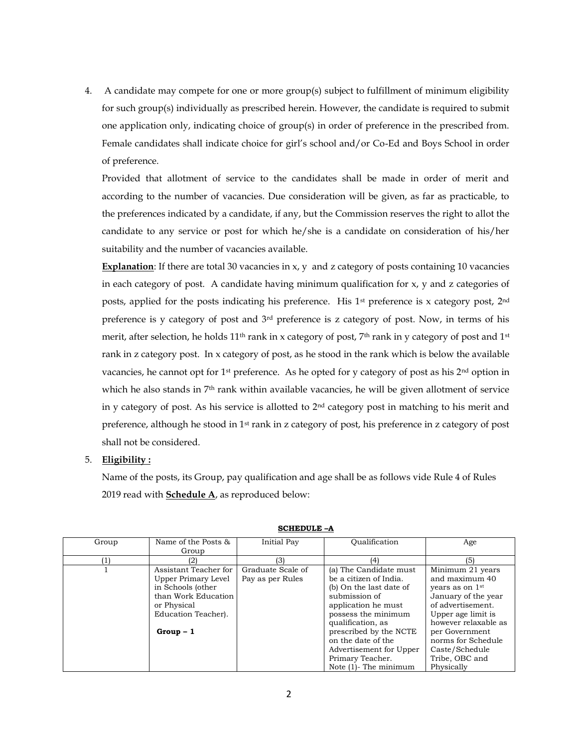4. A candidate may compete for one or more group(s) subject to fulfillment of minimum eligibility for such group(s) individually as prescribed herein. However, the candidate is required to submit one application only, indicating choice of group(s) in order of preference in the prescribed from. Female candidates shall indicate choice for girl's school and/or Co-Ed and Boys School in order of preference.

   Provided that allotment of service to the candidates shall be made in order of merit and according to the number of vacancies. Due consideration will be given, as far as practicable, to the preferences indicated by a candidate, if any, but the Commission reserves the right to allot the candidate to any service or post for which he/she is a candidate on consideration of his/her suitability and the number of vacancies available.

   **Explanation**: If there are total 30 vacancies in x, y and z category of posts containing 10 vacancies in each category of post. A candidate having minimum qualification for x, y and z categories of posts, applied for the posts indicating his preference. His 1st preference is x category post, 2nd preference is y category of post and 3rd preference is z category of post. Now, in terms of his merit, after selection, he holds 11th rank in x category of post, 7th rank in y category of post and 1st rank in z category post. In x category of post, as he stood in the rank which is below the available vacancies, he cannot opt for 1st preference. As he opted for y category of post as his 2nd option in which he also stands in 7th rank within available vacancies, he will be given allotment of service in y category of post. As his service is allotted to 2nd category post in matching to his merit and preference, although he stood in 1st rank in z category of post, his preference in z category of post shall not be considered.

5. **Eligibility :**

   Name of the posts, its Group, pay qualification and age shall be as follows vide Rule 4 of Rules 2019 read with **Schedule A**, as reproduced below:

**SCHEDULE –A**

| Group | Name of the Posts & Group | Initial Pay | Qualification | Age |
|---|---|---|---|---|
| (1) | (2) | (3) | (4) | (5) |
| 1 | Assistant Teacher for Upper Primary Level in Schools (other than Work Education or Physical Education Teacher).<br><br>**Group – 1** | Graduate Scale of Pay as per Rules | (a) The Candidate must be a citizen of India.<br>(b) On the last date of submission of application he must possess the minimum qualification, as prescribed by the NCTE on the date of the Advertisement for Upper Primary Teacher.<br>Note (1)- The minimum | Minimum 21 years and maximum 40 years as on 1st January of the year of advertisement. Upper age limit is however relaxable as per Government norms for Schedule Caste/Schedule Tribe, OBC and Physically |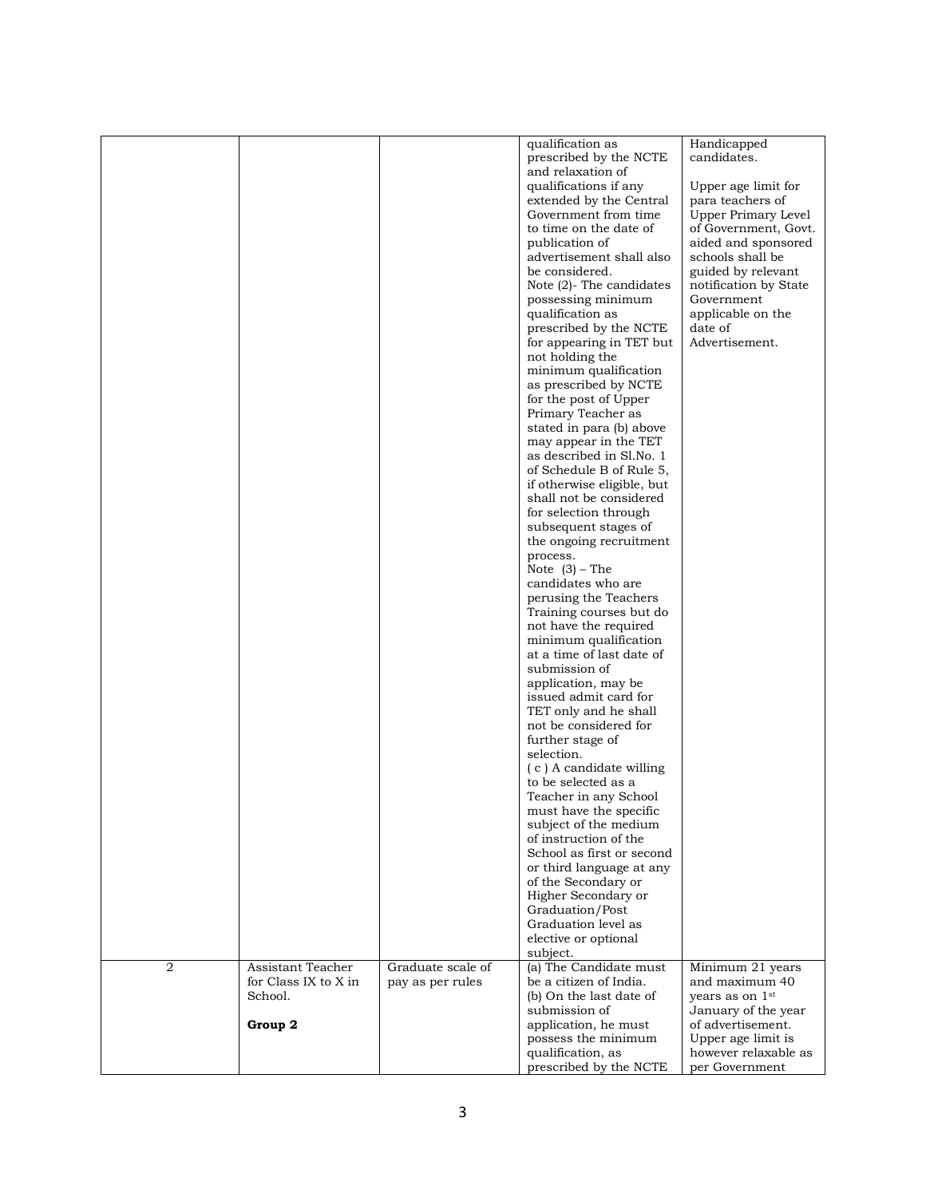| | | | | |
|---|---|---|---|---|
| | | | qualification as prescribed by the NCTE and relaxation of qualifications if any extended by the Central Government from time to time on the date of publication of advertisement shall also be considered.<br>Note (2)- The candidates possessing minimum qualification as prescribed by the NCTE for appearing in TET but not holding the minimum qualification as prescribed by NCTE for the post of Upper Primary Teacher as stated in para (b) above may appear in the TET as described in Sl.No. 1 of Schedule B of Rule 5, if otherwise eligible, but shall not be considered for selection through subsequent stages of the ongoing recruitment process.<br>Note (3) – The candidates who are perusing the Teachers Training courses but do not have the required minimum qualification at a time of last date of submission of application, may be issued admit card for TET only and he shall not be considered for further stage of selection.<br>( c ) A candidate willing to be selected as a Teacher in any School must have the specific subject of the medium of instruction of the School as first or second or third language at any of the Secondary or Higher Secondary or Graduation/Post Graduation level as elective or optional subject. | Handicapped candidates.<br><br>Upper age limit for para teachers of Upper Primary Level of Government, Govt. aided and sponsored schools shall be guided by relevant notification by State Government applicable on the date of Advertisement. |
| 2 | Assistant Teacher for Class IX to X in School.<br><br>**Group 2** | Graduate scale of pay as per rules | (a) The Candidate must be a citizen of India.<br>(b) On the last date of submission of application, he must possess the minimum qualification, as prescribed by the NCTE | Minimum 21 years and maximum 40 years as on 1st January of the year of advertisement. Upper age limit is however relaxable as per Government |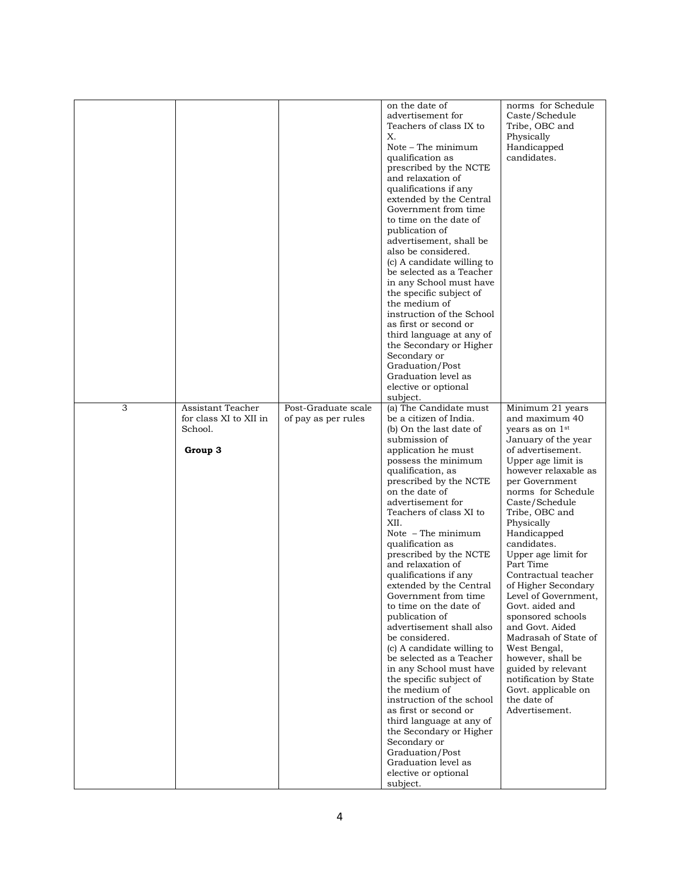| | | | on the date of advertisement for Teachers of class IX to X.<br>Note – The minimum qualification as prescribed by the NCTE and relaxation of qualifications if any extended by the Central Government from time to time on the date of publication of advertisement, shall be also be considered.<br>(c) A candidate willing to be selected as a Teacher in any School must have the specific subject of the medium of instruction of the School as first or second or third language at any of the Secondary or Higher Secondary or Graduation/Post Graduation level as elective or optional subject. | norms for Schedule Caste/Schedule Tribe, OBC and Physically Handicapped candidates. |
|---|---|---|---|---|
| 3 | Assistant Teacher for class XI to XII in School.<br><br>**Group 3** | Post-Graduate scale of pay as per rules | (a) The Candidate must be a citizen of India.<br>(b) On the last date of submission of application he must possess the minimum qualification, as prescribed by the NCTE on the date of advertisement for Teachers of class XI to XII.<br>Note – The minimum qualification as prescribed by the NCTE and relaxation of qualifications if any extended by the Central Government from time to time on the date of publication of advertisement shall also be considered.<br>(c) A candidate willing to be selected as a Teacher in any School must have the specific subject of the medium of instruction of the school as first or second or third language at any of the Secondary or Higher Secondary or Graduation/Post Graduation level as elective or optional subject. | Minimum 21 years and maximum 40 years as on 1st January of the year of advertisement. Upper age limit is however relaxable as per Government norms for Schedule Caste/Schedule Tribe, OBC and Physically Handicapped candidates.<br>Upper age limit for Part Time Contractual teacher of Higher Secondary Level of Government, Govt. aided and sponsored schools and Govt. Aided Madrasah of State of West Bengal, however, shall be guided by relevant notification by State Govt. applicable on the date of Advertisement. |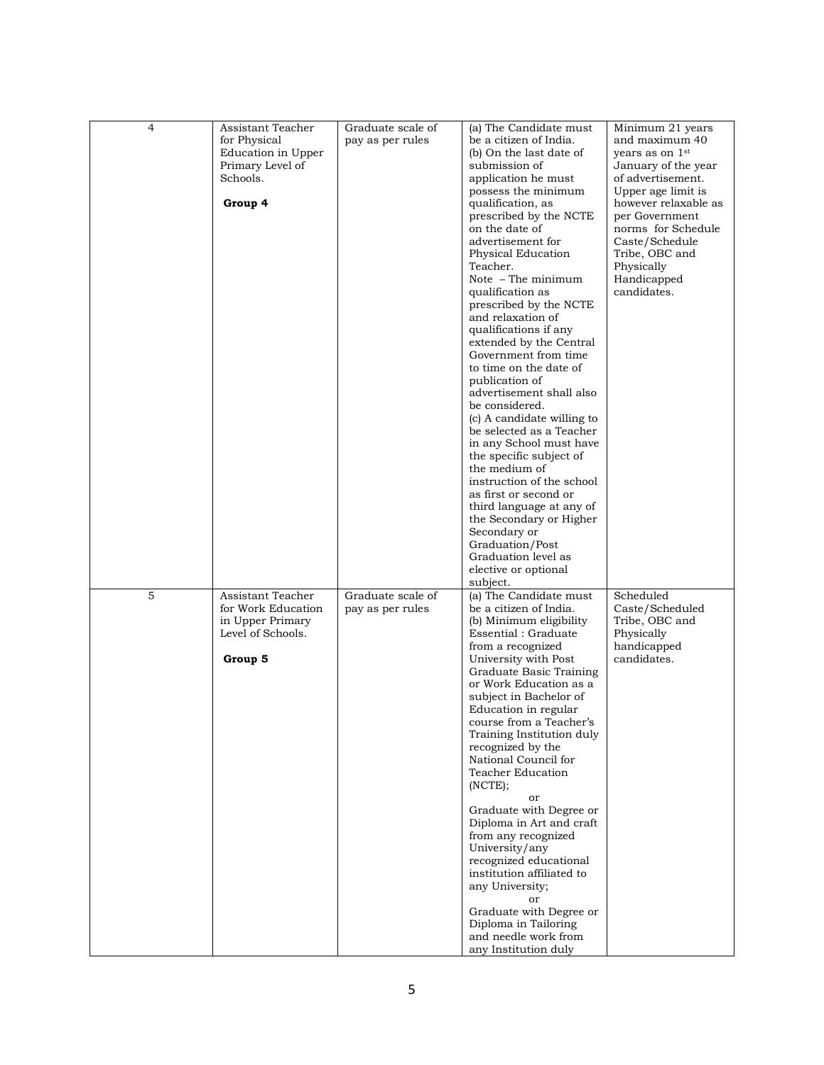| 4 | Assistant Teacher for Physical Education in Upper Primary Level of Schools.<br><br>**Group 4** | Graduate scale of pay as per rules | (a) The Candidate must be a citizen of India.<br>(b) On the last date of submission of application he must possess the minimum qualification, as prescribed by the NCTE on the date of advertisement for Physical Education Teacher.<br>Note – The minimum qualification as prescribed by the NCTE and relaxation of qualifications if any extended by the Central Government from time to time on the date of publication of advertisement shall also be considered.<br>(c) A candidate willing to be selected as a Teacher in any School must have the specific subject of the medium of instruction of the school as first or second or third language at any of the Secondary or Higher Secondary or Graduation/Post Graduation level as elective or optional subject. | Minimum 21 years and maximum 40 years as on 1st January of the year of advertisement. Upper age limit is however relaxable as per Government norms for Schedule Caste/Schedule Tribe, OBC and Physically Handicapped candidates. |
|---|---|---|---|---|
| 5 | Assistant Teacher for Work Education in Upper Primary Level of Schools.<br><br>**Group 5** | Graduate scale of pay as per rules | (a) The Candidate must be a citizen of India.<br>(b) Minimum eligibility Essential : Graduate from a recognized University with Post Graduate Basic Training or Work Education as a subject in Bachelor of Education in regular course from a Teacher's Training Institution duly recognized by the National Council for Teacher Education (NCTE);<br>or<br>Graduate with Degree or Diploma in Art and craft from any recognized University/any recognized educational institution affiliated to any University;<br>or<br>Graduate with Degree or Diploma in Tailoring and needle work from any Institution duly | Scheduled Caste/Scheduled Tribe, OBC and Physically handicapped candidates. |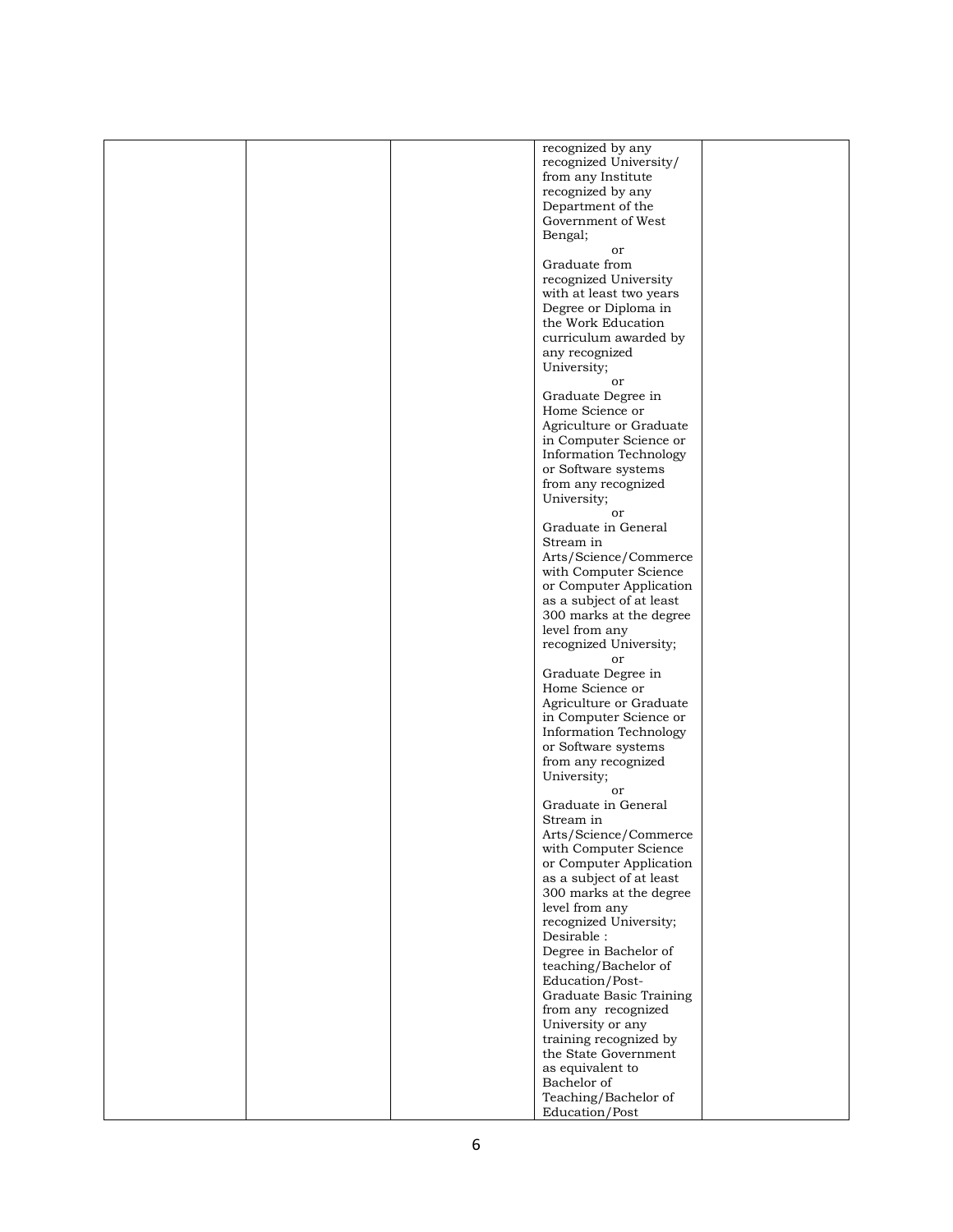| | | | | |
|---|---|---|---|---|
| | | | recognized by any recognized University/ from any Institute recognized by any Department of the Government of West Bengal;<br>or<br>Graduate from recognized University with at least two years Degree or Diploma in the Work Education curriculum awarded by any recognized University;<br>or<br>Graduate Degree in Home Science or Agriculture or Graduate in Computer Science or Information Technology or Software systems from any recognized University;<br>or<br>Graduate in General Stream in Arts/Science/Commerce with Computer Science or Computer Application as a subject of at least 300 marks at the degree level from any recognized University;<br>or<br>Graduate Degree in Home Science or Agriculture or Graduate in Computer Science or Information Technology or Software systems from any recognized University;<br>or<br>Graduate in General Stream in Arts/Science/Commerce with Computer Science or Computer Application as a subject of at least 300 marks at the degree level from any recognized University;<br>Desirable :<br>Degree in Bachelor of teaching/Bachelor of Education/Post-Graduate Basic Training from any recognized University or any training recognized by the State Government as equivalent to Bachelor of Teaching/Bachelor of Education/Post | |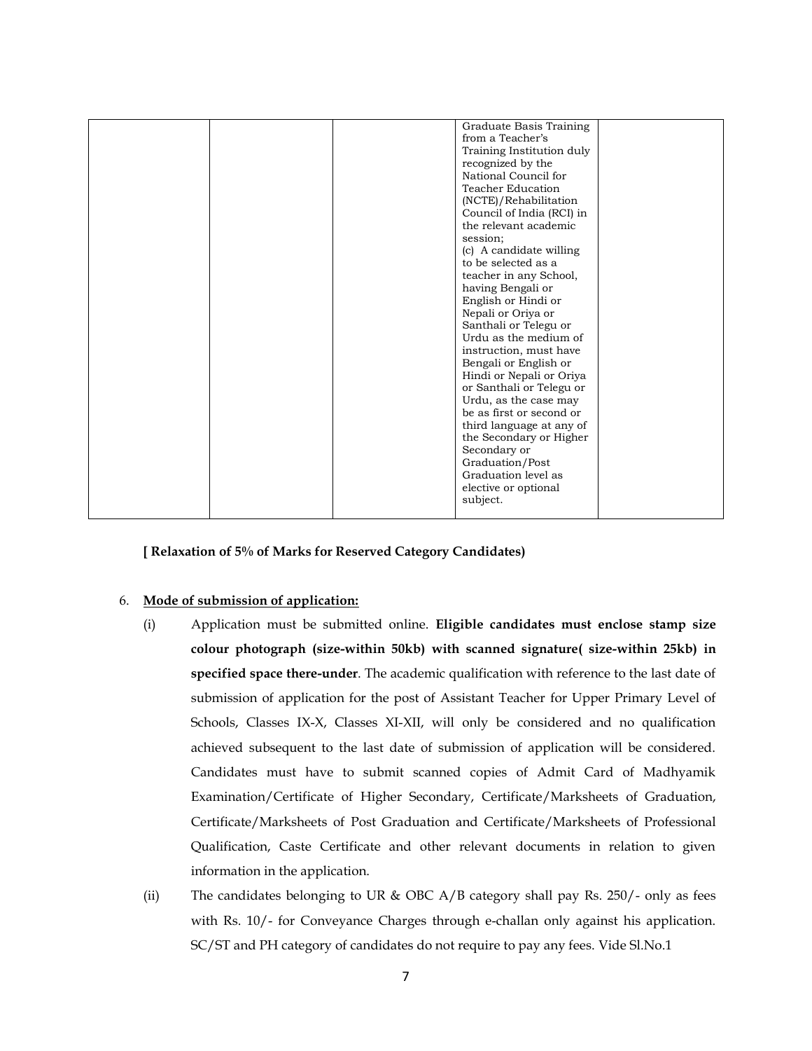| | | | | |
|---|---|---|---|---|
| | | | Graduate Basis Training from a Teacher's Training Institution duly recognized by the National Council for Teacher Education (NCTE)/Rehabilitation Council of India (RCI) in the relevant academic session;<br>(c) A candidate willing to be selected as a teacher in any School, having Bengali or English or Hindi or Nepali or Oriya or Santhali or Telegu or Urdu as the medium of instruction, must have Bengali or English or Hindi or Nepali or Oriya or Santhali or Telegu or Urdu, as the case may be as first or second or third language at any of the Secondary or Higher Secondary or Graduation/Post Graduation level as elective or optional subject. | |

**[ Relaxation of 5% of Marks for Reserved Category Candidates)**

6. **Mode of submission of application:**

(i) Application must be submitted online. **Eligible candidates must enclose stamp size colour photograph (size-within 50kb) with scanned signature( size-within 25kb) in specified space there-under**. The academic qualification with reference to the last date of submission of application for the post of Assistant Teacher for Upper Primary Level of Schools, Classes IX-X, Classes XI-XII, will only be considered and no qualification achieved subsequent to the last date of submission of application will be considered. Candidates must have to submit scanned copies of Admit Card of Madhyamik Examination/Certificate of Higher Secondary, Certificate/Marksheets of Graduation, Certificate/Marksheets of Post Graduation and Certificate/Marksheets of Professional Qualification, Caste Certificate and other relevant documents in relation to given information in the application.

(ii) The candidates belonging to UR & OBC A/B category shall pay Rs. 250/- only as fees with Rs. 10/- for Conveyance Charges through e-challan only against his application. SC/ST and PH category of candidates do not require to pay any fees. Vide Sl.No.1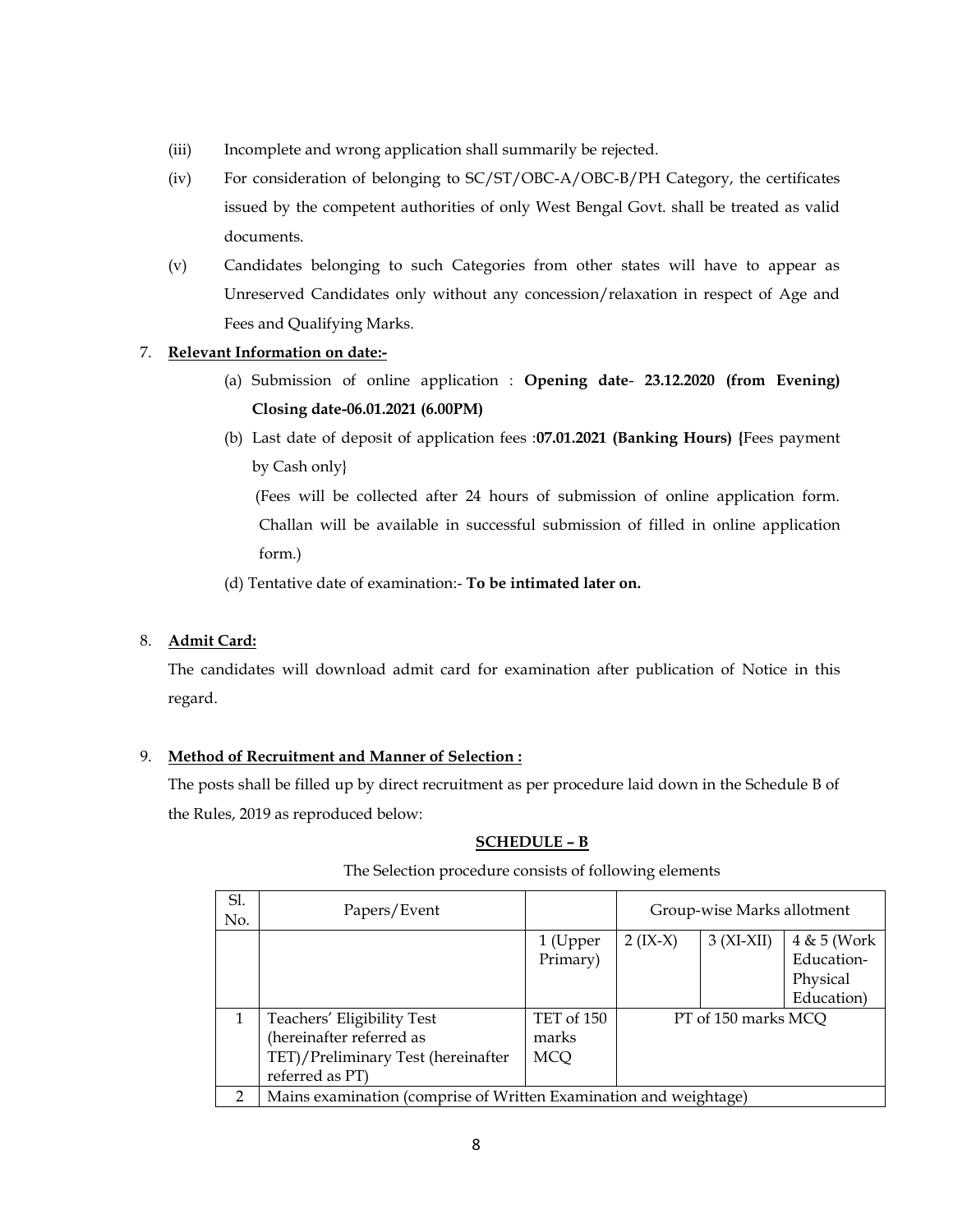(iii) Incomplete and wrong application shall summarily be rejected.

(iv) For consideration of belonging to SC/ST/OBC-A/OBC-B/PH Category, the certificates issued by the competent authorities of only West Bengal Govt. shall be treated as valid documents.

(v) Candidates belonging to such Categories from other states will have to appear as Unreserved Candidates only without any concession/relaxation in respect of Age and Fees and Qualifying Marks.

7. **Relevant Information on date:-**

   (a) Submission of online application : **Opening date- 23.12.2020 (from Evening) Closing date-06.01.2021 (6.00PM)**

   (b) Last date of deposit of application fees :**07.01.2021 (Banking Hours) {**Fees payment by Cash only}

   (Fees will be collected after 24 hours of submission of online application form. Challan will be available in successful submission of filled in online application form.)

   (d) Tentative date of examination:- **To be intimated later on.**

8. **Admit Card:**

   The candidates will download admit card for examination after publication of Notice in this regard.

9. **Method of Recruitment and Manner of Selection :**

   The posts shall be filled up by direct recruitment as per procedure laid down in the Schedule B of the Rules, 2019 as reproduced below:

**SCHEDULE – B**

The Selection procedure consists of following elements

| Sl. No. | Papers/Event | | Group-wise Marks allotment | | |
|---|---|---|---|---|---|
| | | 1 (Upper Primary) | 2 (IX-X) | 3 (XI-XII) | 4 & 5 (Work Education-Physical Education) |
| 1 | Teachers' Eligibility Test (hereinafter referred as TET)/Preliminary Test (hereinafter referred as PT) | TET of 150 marks MCQ | PT of 150 marks MCQ | | |
| 2 | Mains examination (comprise of Written Examination and weightage) | | | | |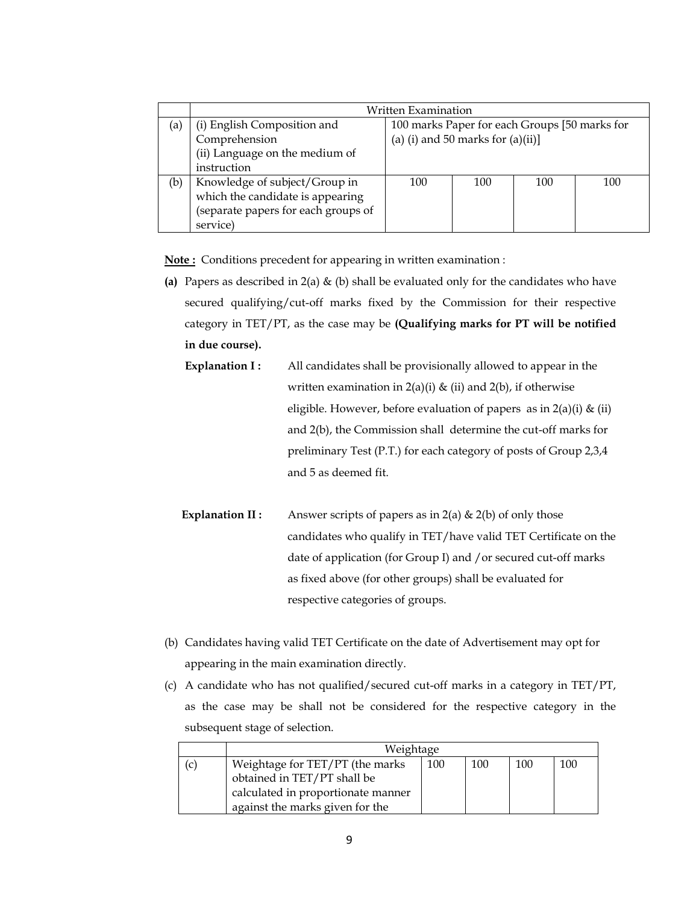| | Written Examination | | | |
|---|---|---|---|---|
| (a) | (i) English Composition and Comprehension<br>(ii) Language on the medium of instruction | 100 marks Paper for each Groups [50 marks for (a) (i) and 50 marks for (a)(ii)] | | |
| (b) | Knowledge of subject/Group in which the candidate is appearing (separate papers for each groups of service) | 100 | 100 | 100 | 100 |

**Note :** Conditions precedent for appearing in written examination :

**(a)** Papers as described in 2(a) & (b) shall be evaluated only for the candidates who have secured qualifying/cut-off marks fixed by the Commission for their respective category in TET/PT, as the case may be **(Qualifying marks for PT will be notified in due course).**

**Explanation I :** All candidates shall be provisionally allowed to appear in the written examination in 2(a)(i) & (ii) and 2(b), if otherwise eligible. However, before evaluation of papers as in 2(a)(i) & (ii) and 2(b), the Commission shall determine the cut-off marks for preliminary Test (P.T.) for each category of posts of Group 2,3,4 and 5 as deemed fit.

**Explanation II :** Answer scripts of papers as in 2(a) & 2(b) of only those candidates who qualify in TET/have valid TET Certificate on the date of application (for Group I) and /or secured cut-off marks as fixed above (for other groups) shall be evaluated for respective categories of groups.

(b) Candidates having valid TET Certificate on the date of Advertisement may opt for appearing in the main examination directly.

(c) A candidate who has not qualified/secured cut-off marks in a category in TET/PT, as the case may be shall not be considered for the respective category in the subsequent stage of selection.

| | Weightage | | | | |
|---|---|---|---|---|---|
| (c) | Weightage for TET/PT (the marks obtained in TET/PT shall be calculated in proportionate manner against the marks given for the | 100 | 100 | 100 | 100 |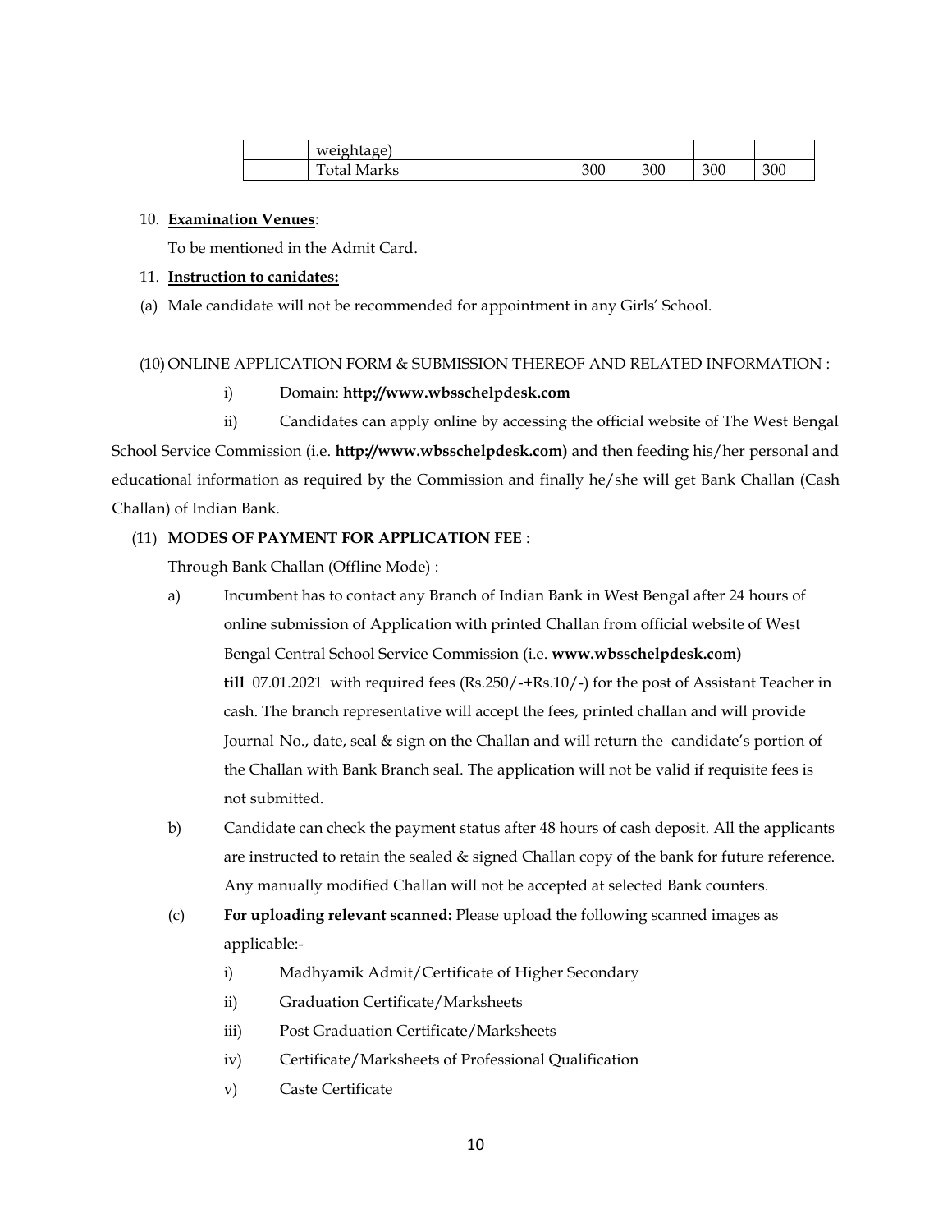|  | weightage) |  |  |  |  |
| --- | --- | --- | --- | --- | --- |
|  | Total Marks | 300 | 300 | 300 | 300 |

10. **Examination Venues**:

    To be mentioned in the Admit Card.

11. **Instruction to canidates:**

(a) Male candidate will not be recommended for appointment in any Girls' School.

(10) ONLINE APPLICATION FORM & SUBMISSION THEREOF AND RELATED INFORMATION :

i) Domain: **http://www.wbsschelpdesk.com**

ii) Candidates can apply online by accessing the official website of The West Bengal School Service Commission (i.e. **http://www.wbsschelpdesk.com)** and then feeding his/her personal and educational information as required by the Commission and finally he/she will get Bank Challan (Cash Challan) of Indian Bank.

(11) **MODES OF PAYMENT FOR APPLICATION FEE** :

Through Bank Challan (Offline Mode) :

a) Incumbent has to contact any Branch of Indian Bank in West Bengal after 24 hours of online submission of Application with printed Challan from official website of West Bengal Central School Service Commission (i.e. **www.wbsschelpdesk.com) till** 07.01.2021 with required fees (Rs.250/-+Rs.10/-) for the post of Assistant Teacher in cash. The branch representative will accept the fees, printed challan and will provide Journal No., date, seal & sign on the Challan and will return the candidate's portion of the Challan with Bank Branch seal. The application will not be valid if requisite fees is not submitted.

b) Candidate can check the payment status after 48 hours of cash deposit. All the applicants are instructed to retain the sealed & signed Challan copy of the bank for future reference. Any manually modified Challan will not be accepted at selected Bank counters.

(c) **For uploading relevant scanned:** Please upload the following scanned images as applicable:-

   i) Madhyamik Admit/Certificate of Higher Secondary

   ii) Graduation Certificate/Marksheets

   iii) Post Graduation Certificate/Marksheets

   iv) Certificate/Marksheets of Professional Qualification

   v) Caste Certificate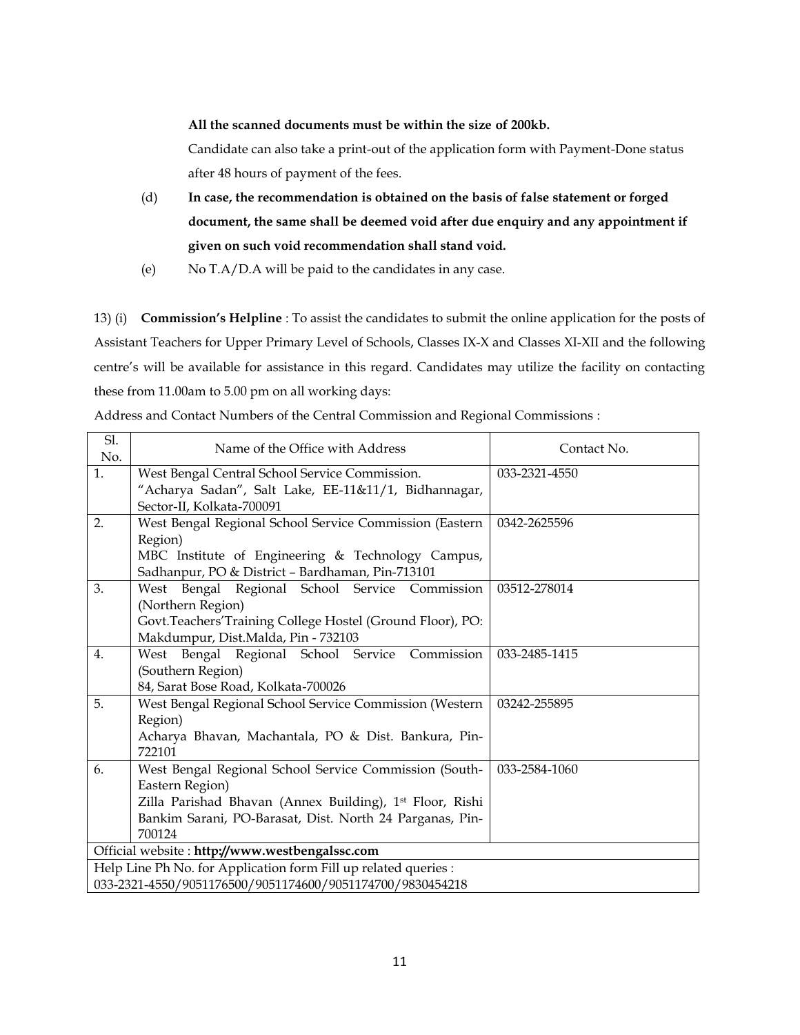**All the scanned documents must be within the size of 200kb.**

Candidate can also take a print-out of the application form with Payment-Done status after 48 hours of payment of the fees.

(d) **In case, the recommendation is obtained on the basis of false statement or forged document, the same shall be deemed void after due enquiry and any appointment if given on such void recommendation shall stand void.**

(e) No T.A/D.A will be paid to the candidates in any case.

13) (i) **Commission's Helpline** : To assist the candidates to submit the online application for the posts of Assistant Teachers for Upper Primary Level of Schools, Classes IX-X and Classes XI-XII and the following centre's will be available for assistance in this regard. Candidates may utilize the facility on contacting these from 11.00am to 5.00 pm on all working days:

Address and Contact Numbers of the Central Commission and Regional Commissions :

| Sl. No. | Name of the Office with Address | Contact No. |
|---|---|---|
| 1. | West Bengal Central School Service Commission. "Acharya Sadan", Salt Lake, EE-11&11/1, Bidhannagar, Sector-II, Kolkata-700091 | 033-2321-4550 |
| 2. | West Bengal Regional School Service Commission (Eastern Region) MBC Institute of Engineering & Technology Campus, Sadhanpur, PO & District – Bardhaman, Pin-713101 | 0342-2625596 |
| 3. | West Bengal Regional School Service Commission (Northern Region) Govt.Teachers'Training College Hostel (Ground Floor), PO: Makdumpur, Dist.Malda, Pin - 732103 | 03512-278014 |
| 4. | West Bengal Regional School Service Commission (Southern Region) 84, Sarat Bose Road, Kolkata-700026 | 033-2485-1415 |
| 5. | West Bengal Regional School Service Commission (Western Region) Acharya Bhavan, Machantala, PO & Dist. Bankura, Pin-722101 | 03242-255895 |
| 6. | West Bengal Regional School Service Commission (South-Eastern Region) Zilla Parishad Bhavan (Annex Building), 1st Floor, Rishi Bankim Sarani, PO-Barasat, Dist. North 24 Parganas, Pin-700124 | 033-2584-1060 |
| Official website : **http://www.westbengalssc.com** | | |
| Help Line Ph No. for Application form Fill up related queries : 033-2321-4550/9051176500/9051174600/9051174700/9830454218 | | |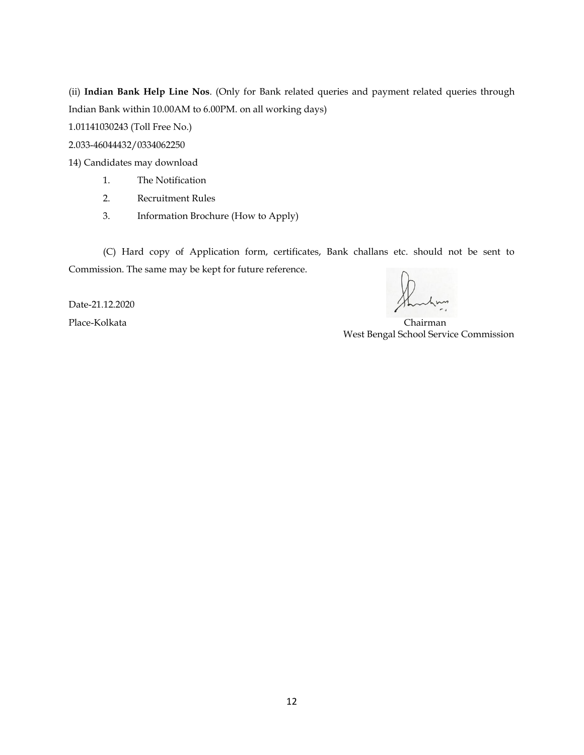(ii) **Indian Bank Help Line Nos**. (Only for Bank related queries and payment related queries through Indian Bank within 10.00AM to 6.00PM. on all working days)

1.01141030243 (Toll Free No.)

2.033-46044432/0334062250

14) Candidates may download

1. The Notification
2. Recruitment Rules
3. Information Brochure (How to Apply)

(C) Hard copy of Application form, certificates, Bank challans etc. should not be sent to Commission. The same may be kept for future reference.

Date-21.12.2020

Place-Kolkata

Chairman
West Bengal School Service Commission